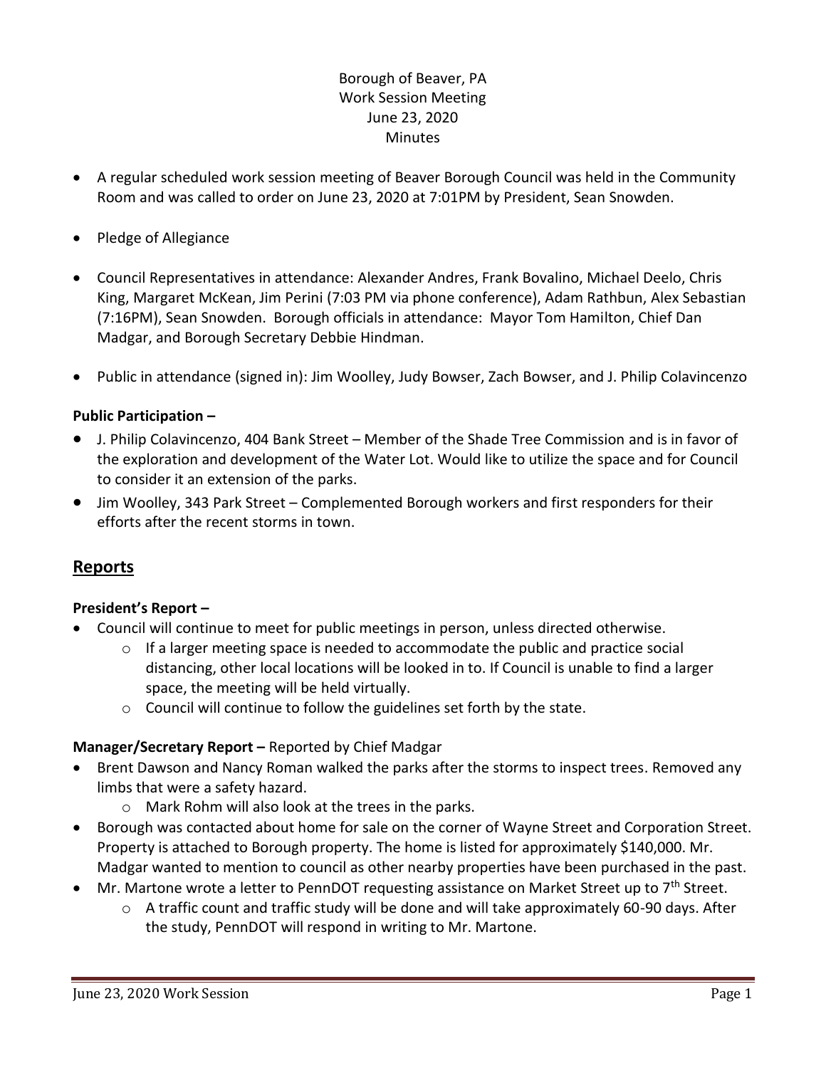Borough of Beaver, PA
Work Session Meeting
June 23, 2020
Minutes

- A regular scheduled work session meeting of Beaver Borough Council was held in the Community Room and was called to order on June 23, 2020 at 7:01PM by President, Sean Snowden.
- Pledge of Allegiance
- Council Representatives in attendance: Alexander Andres, Frank Bovalino, Michael Deelo, Chris King, Margaret McKean, Jim Perini (7:03 PM via phone conference), Adam Rathbun, Alex Sebastian (7:16PM), Sean Snowden. Borough officials in attendance: Mayor Tom Hamilton, Chief Dan Madgar, and Borough Secretary Debbie Hindman.
- Public in attendance (signed in): Jim Woolley, Judy Bowser, Zach Bowser, and J. Philip Colavincenzo

**Public Participation –**

- J. Philip Colavincenzo, 404 Bank Street – Member of the Shade Tree Commission and is in favor of the exploration and development of the Water Lot. Would like to utilize the space and for Council to consider it an extension of the parks.
- Jim Woolley, 343 Park Street – Complemented Borough workers and first responders for their efforts after the recent storms in town.

## Reports

**President's Report –**

- Council will continue to meet for public meetings in person, unless directed otherwise.
  - If a larger meeting space is needed to accommodate the public and practice social distancing, other local locations will be looked in to. If Council is unable to find a larger space, the meeting will be held virtually.
  - Council will continue to follow the guidelines set forth by the state.

**Manager/Secretary Report –** Reported by Chief Madgar

- Brent Dawson and Nancy Roman walked the parks after the storms to inspect trees. Removed any limbs that were a safety hazard.
  - Mark Rohm will also look at the trees in the parks.
- Borough was contacted about home for sale on the corner of Wayne Street and Corporation Street. Property is attached to Borough property. The home is listed for approximately $140,000. Mr. Madgar wanted to mention to council as other nearby properties have been purchased in the past.
- Mr. Martone wrote a letter to PennDOT requesting assistance on Market Street up to 7th Street.
  - A traffic count and traffic study will be done and will take approximately 60-90 days. After the study, PennDOT will respond in writing to Mr. Martone.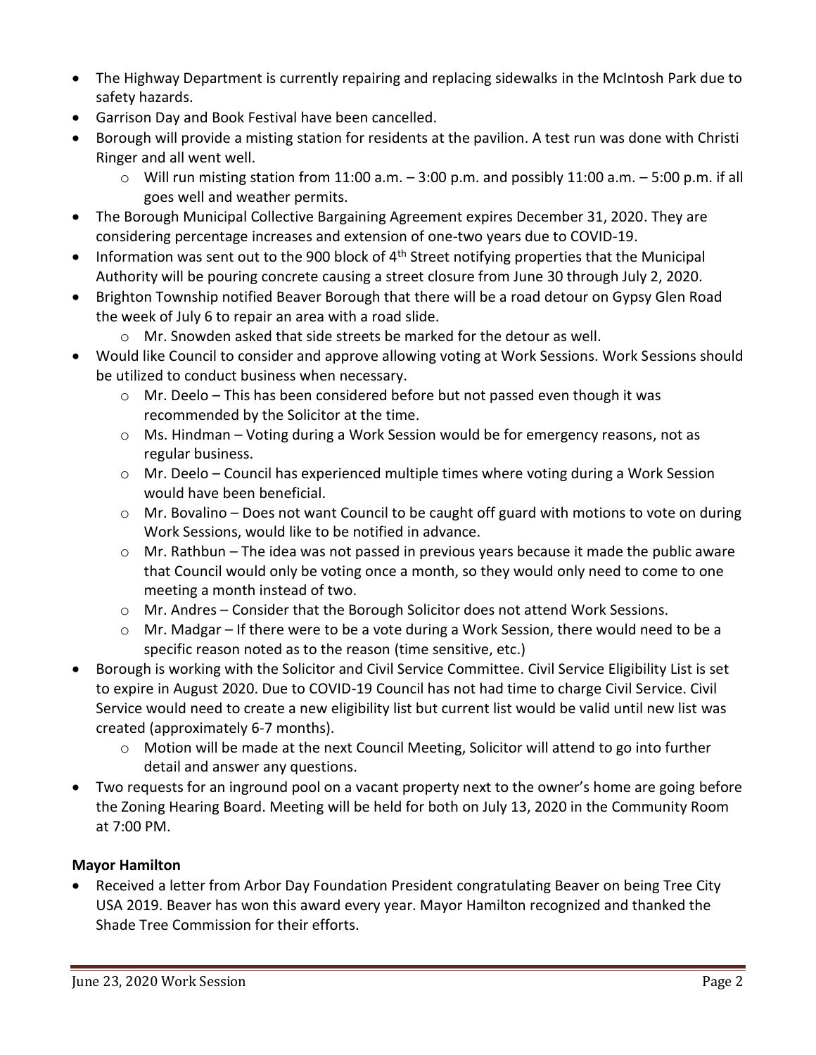- The Highway Department is currently repairing and replacing sidewalks in the McIntosh Park due to safety hazards.
- Garrison Day and Book Festival have been cancelled.
- Borough will provide a misting station for residents at the pavilion. A test run was done with Christi Ringer and all went well.
  - Will run misting station from 11:00 a.m. – 3:00 p.m. and possibly 11:00 a.m. – 5:00 p.m. if all goes well and weather permits.
- The Borough Municipal Collective Bargaining Agreement expires December 31, 2020. They are considering percentage increases and extension of one-two years due to COVID-19.
- Information was sent out to the 900 block of 4th Street notifying properties that the Municipal Authority will be pouring concrete causing a street closure from June 30 through July 2, 2020.
- Brighton Township notified Beaver Borough that there will be a road detour on Gypsy Glen Road the week of July 6 to repair an area with a road slide.
  - Mr. Snowden asked that side streets be marked for the detour as well.
- Would like Council to consider and approve allowing voting at Work Sessions. Work Sessions should be utilized to conduct business when necessary.
  - Mr. Deelo – This has been considered before but not passed even though it was recommended by the Solicitor at the time.
  - Ms. Hindman – Voting during a Work Session would be for emergency reasons, not as regular business.
  - Mr. Deelo – Council has experienced multiple times where voting during a Work Session would have been beneficial.
  - Mr. Bovalino – Does not want Council to be caught off guard with motions to vote on during Work Sessions, would like to be notified in advance.
  - Mr. Rathbun – The idea was not passed in previous years because it made the public aware that Council would only be voting once a month, so they would only need to come to one meeting a month instead of two.
  - Mr. Andres – Consider that the Borough Solicitor does not attend Work Sessions.
  - Mr. Madgar – If there were to be a vote during a Work Session, there would need to be a specific reason noted as to the reason (time sensitive, etc.)
- Borough is working with the Solicitor and Civil Service Committee. Civil Service Eligibility List is set to expire in August 2020. Due to COVID-19 Council has not had time to charge Civil Service. Civil Service would need to create a new eligibility list but current list would be valid until new list was created (approximately 6-7 months).
  - Motion will be made at the next Council Meeting, Solicitor will attend to go into further detail and answer any questions.
- Two requests for an inground pool on a vacant property next to the owner's home are going before the Zoning Hearing Board. Meeting will be held for both on July 13, 2020 in the Community Room at 7:00 PM.

**Mayor Hamilton**

- Received a letter from Arbor Day Foundation President congratulating Beaver on being Tree City USA 2019. Beaver has won this award every year. Mayor Hamilton recognized and thanked the Shade Tree Commission for their efforts.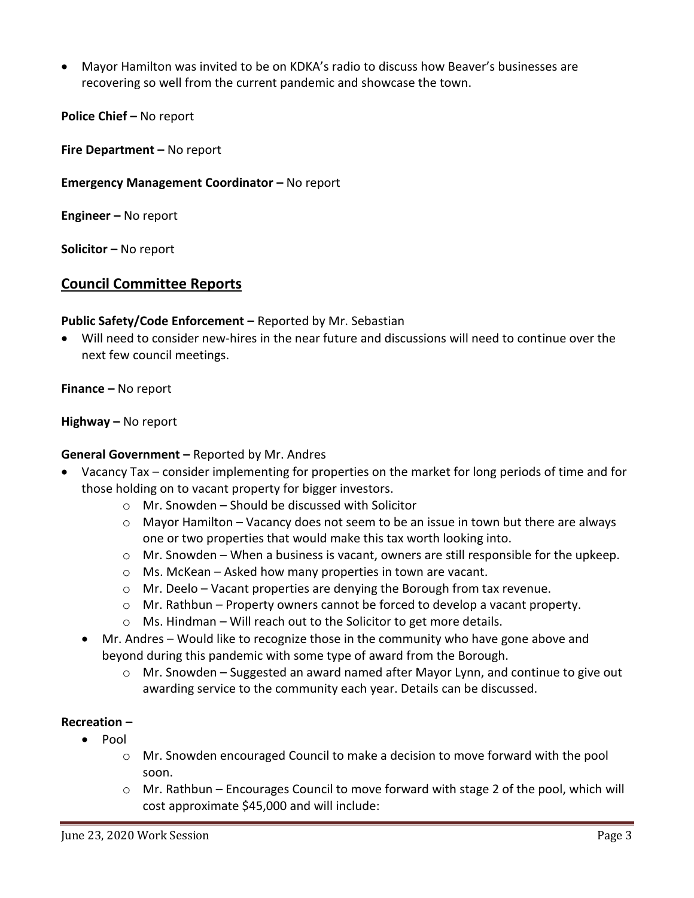- Mayor Hamilton was invited to be on KDKA's radio to discuss how Beaver's businesses are recovering so well from the current pandemic and showcase the town.

**Police Chief –** No report

**Fire Department –** No report

**Emergency Management Coordinator –** No report

**Engineer –** No report

**Solicitor –** No report

## Council Committee Reports

**Public Safety/Code Enforcement –** Reported by Mr. Sebastian

- Will need to consider new-hires in the near future and discussions will need to continue over the next few council meetings.

**Finance –** No report

**Highway –** No report

**General Government –** Reported by Mr. Andres

- Vacancy Tax – consider implementing for properties on the market for long periods of time and for those holding on to vacant property for bigger investors.
  - Mr. Snowden – Should be discussed with Solicitor
  - Mayor Hamilton – Vacancy does not seem to be an issue in town but there are always one or two properties that would make this tax worth looking into.
  - Mr. Snowden – When a business is vacant, owners are still responsible for the upkeep.
  - Ms. McKean – Asked how many properties in town are vacant.
  - Mr. Deelo – Vacant properties are denying the Borough from tax revenue.
  - Mr. Rathbun – Property owners cannot be forced to develop a vacant property.
  - Ms. Hindman – Will reach out to the Solicitor to get more details.
- Mr. Andres – Would like to recognize those in the community who have gone above and beyond during this pandemic with some type of award from the Borough.
  - Mr. Snowden – Suggested an award named after Mayor Lynn, and continue to give out awarding service to the community each year. Details can be discussed.

**Recreation –**

- Pool
  - Mr. Snowden encouraged Council to make a decision to move forward with the pool soon.
  - Mr. Rathbun – Encourages Council to move forward with stage 2 of the pool, which will cost approximate $45,000 and will include: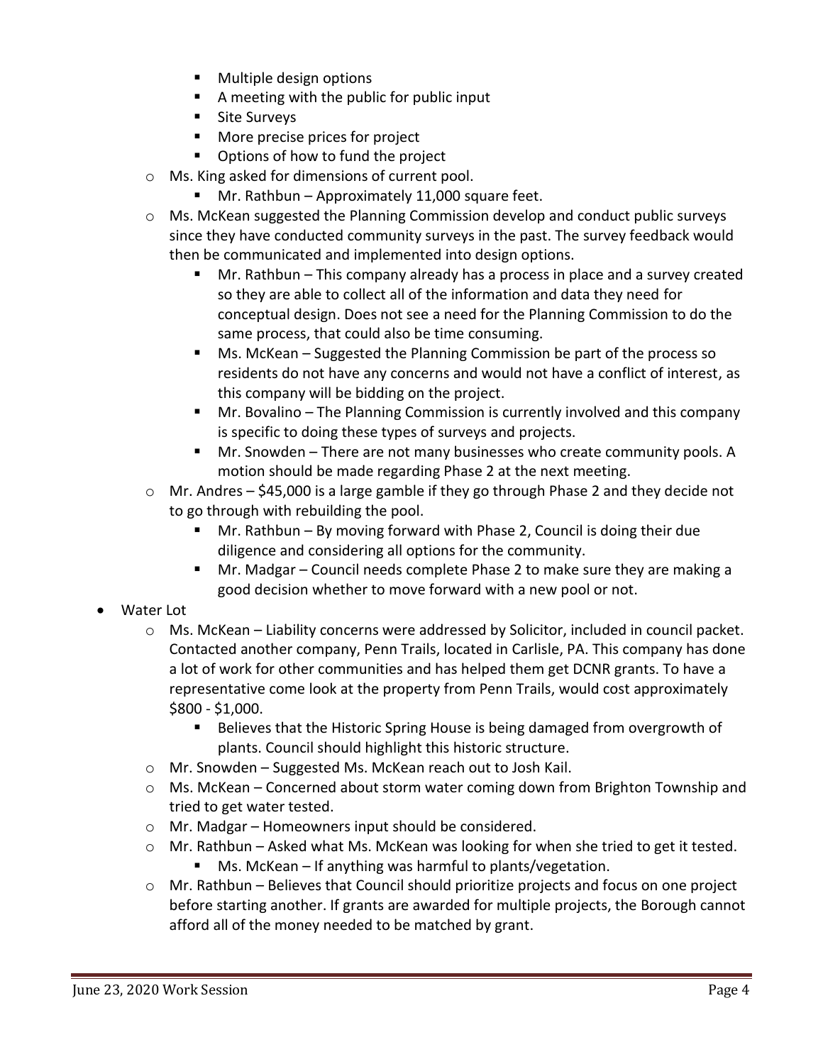- Multiple design options
        - A meeting with the public for public input
        - Site Surveys
        - More precise prices for project
        - Options of how to fund the project
    - Ms. King asked for dimensions of current pool.
        - Mr. Rathbun – Approximately 11,000 square feet.
    - Ms. McKean suggested the Planning Commission develop and conduct public surveys since they have conducted community surveys in the past. The survey feedback would then be communicated and implemented into design options.
        - Mr. Rathbun – This company already has a process in place and a survey created so they are able to collect all of the information and data they need for conceptual design. Does not see a need for the Planning Commission to do the same process, that could also be time consuming.
        - Ms. McKean – Suggested the Planning Commission be part of the process so residents do not have any concerns and would not have a conflict of interest, as this company will be bidding on the project.
        - Mr. Bovalino – The Planning Commission is currently involved and this company is specific to doing these types of surveys and projects.
        - Mr. Snowden – There are not many businesses who create community pools. A motion should be made regarding Phase 2 at the next meeting.
    - Mr. Andres – $45,000 is a large gamble if they go through Phase 2 and they decide not to go through with rebuilding the pool.
        - Mr. Rathbun – By moving forward with Phase 2, Council is doing their due diligence and considering all options for the community.
        - Mr. Madgar – Council needs complete Phase 2 to make sure they are making a good decision whether to move forward with a new pool or not.
- Water Lot
    - Ms. McKean – Liability concerns were addressed by Solicitor, included in council packet. Contacted another company, Penn Trails, located in Carlisle, PA. This company has done a lot of work for other communities and has helped them get DCNR grants. To have a representative come look at the property from Penn Trails, would cost approximately $800 - $1,000.
        - Believes that the Historic Spring House is being damaged from overgrowth of plants. Council should highlight this historic structure.
    - Mr. Snowden – Suggested Ms. McKean reach out to Josh Kail.
    - Ms. McKean – Concerned about storm water coming down from Brighton Township and tried to get water tested.
    - Mr. Madgar – Homeowners input should be considered.
    - Mr. Rathbun – Asked what Ms. McKean was looking for when she tried to get it tested.
        - Ms. McKean – If anything was harmful to plants/vegetation.
    - Mr. Rathbun – Believes that Council should prioritize projects and focus on one project before starting another. If grants are awarded for multiple projects, the Borough cannot afford all of the money needed to be matched by grant.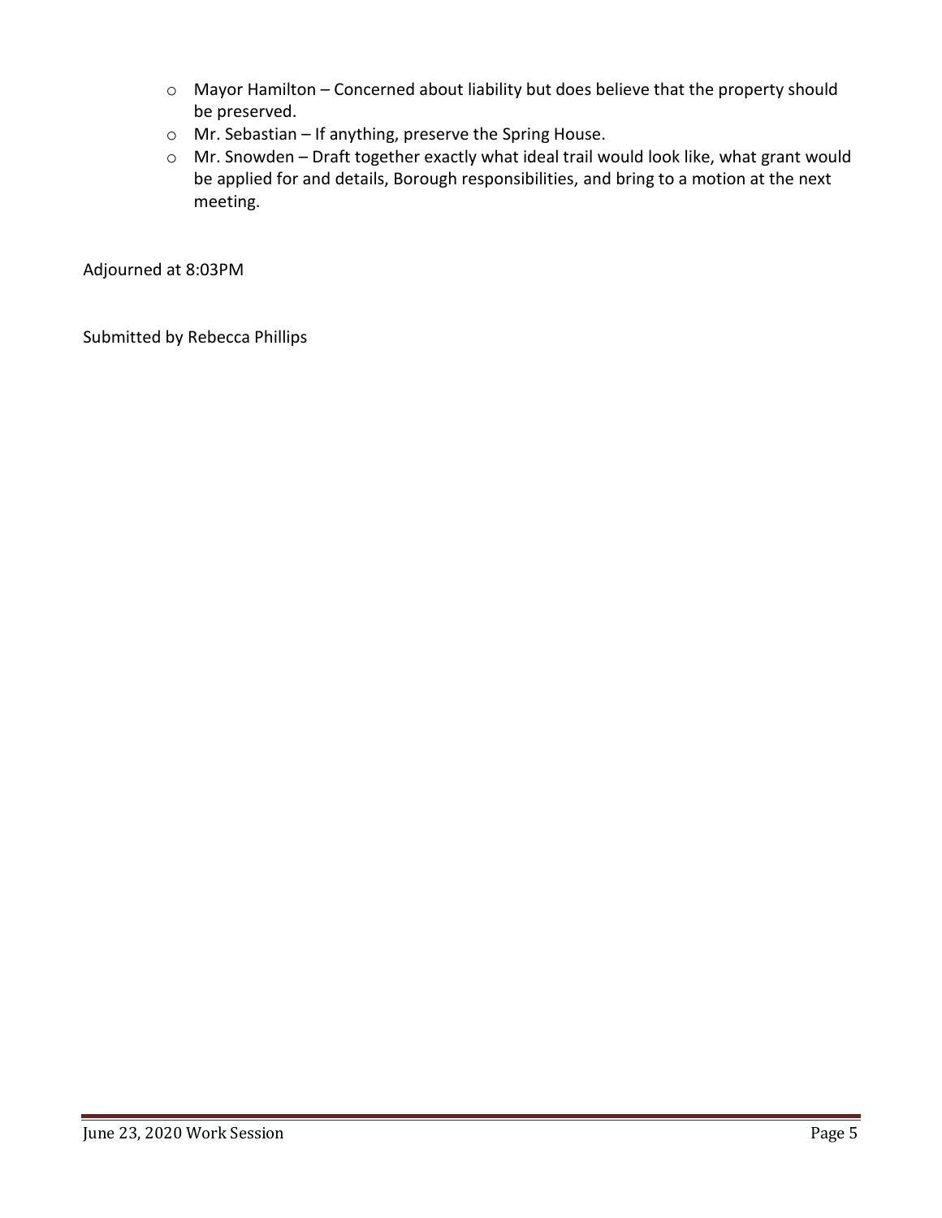- Mayor Hamilton – Concerned about liability but does believe that the property should be preserved.
- Mr. Sebastian – If anything, preserve the Spring House.
- Mr. Snowden – Draft together exactly what ideal trail would look like, what grant would be applied for and details, Borough responsibilities, and bring to a motion at the next meeting.

Adjourned at 8:03PM

Submitted by Rebecca Phillips